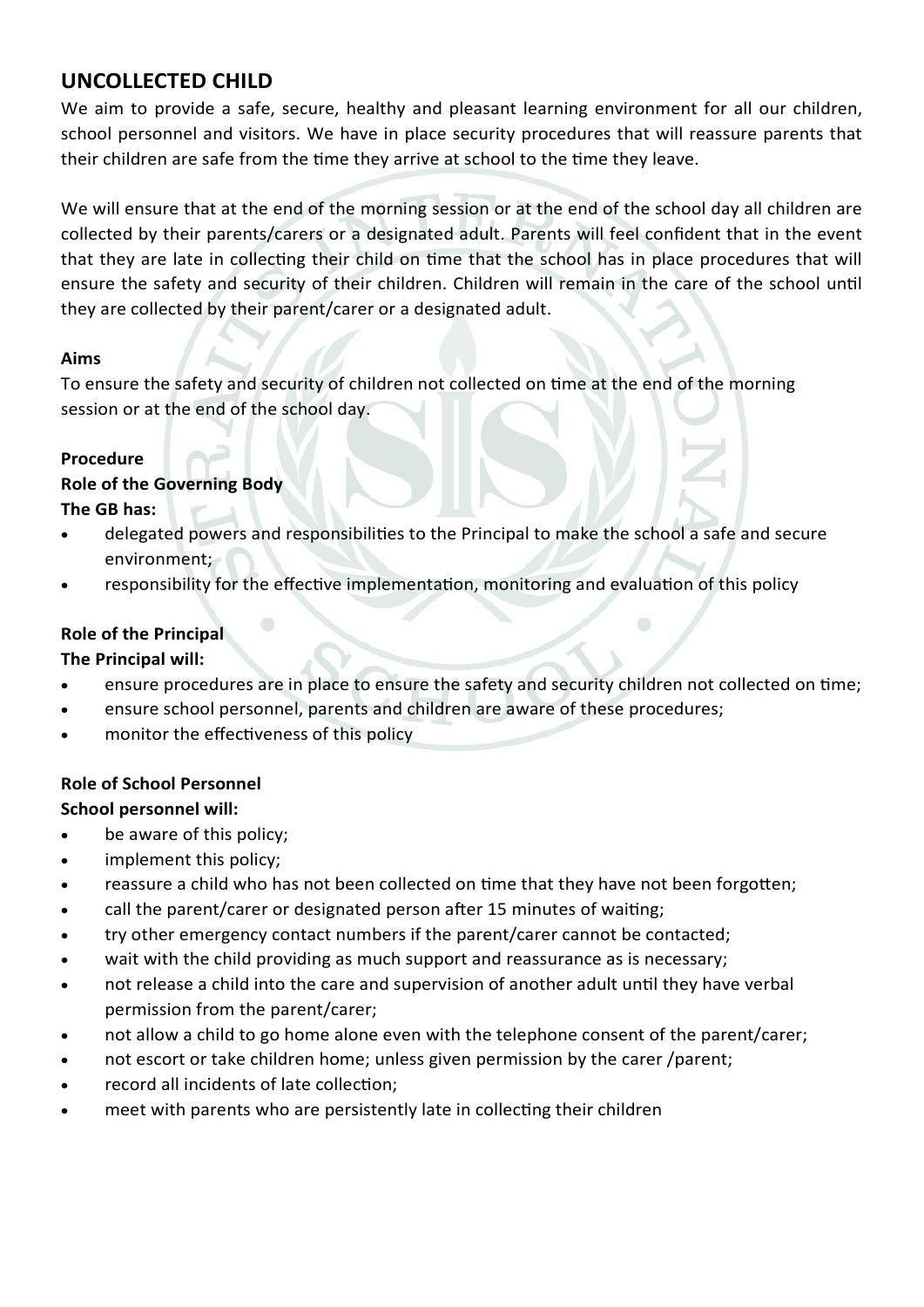## UNCOLLECTED CHILD

We aim to provide a safe, secure, healthy and pleasant learning environment for all our children, school personnel and visitors. We have in place security procedures that will reassure parents that their children are safe from the time they arrive at school to the time they leave.

We will ensure that at the end of the morning session or at the end of the school day all children are collected by their parents/carers or a designated adult. Parents will feel confident that in the event that they are late in collecting their child on time that the school has in place procedures that will ensure the safety and security of their children. Children will remain in the care of the school until they are collected by their parent/carer or a designated adult.

**Aims**

To ensure the safety and security of children not collected on time at the end of the morning session or at the end of the school day.

**Procedure**

**Role of the Governing Body**

**The GB has:**

- delegated powers and responsibilities to the Principal to make the school a safe and secure environment;
- responsibility for the effective implementation, monitoring and evaluation of this policy

**Role of the Principal**

**The Principal will:**

- ensure procedures are in place to ensure the safety and security children not collected on time;
- ensure school personnel, parents and children are aware of these procedures;
- monitor the effectiveness of this policy

**Role of School Personnel**

**School personnel will:**

- be aware of this policy;
- implement this policy;
- reassure a child who has not been collected on time that they have not been forgotten;
- call the parent/carer or designated person after 15 minutes of waiting;
- try other emergency contact numbers if the parent/carer cannot be contacted;
- wait with the child providing as much support and reassurance as is necessary;
- not release a child into the care and supervision of another adult until they have verbal permission from the parent/carer;
- not allow a child to go home alone even with the telephone consent of the parent/carer;
- not escort or take children home; unless given permission by the carer /parent;
- record all incidents of late collection;
- meet with parents who are persistently late in collecting their children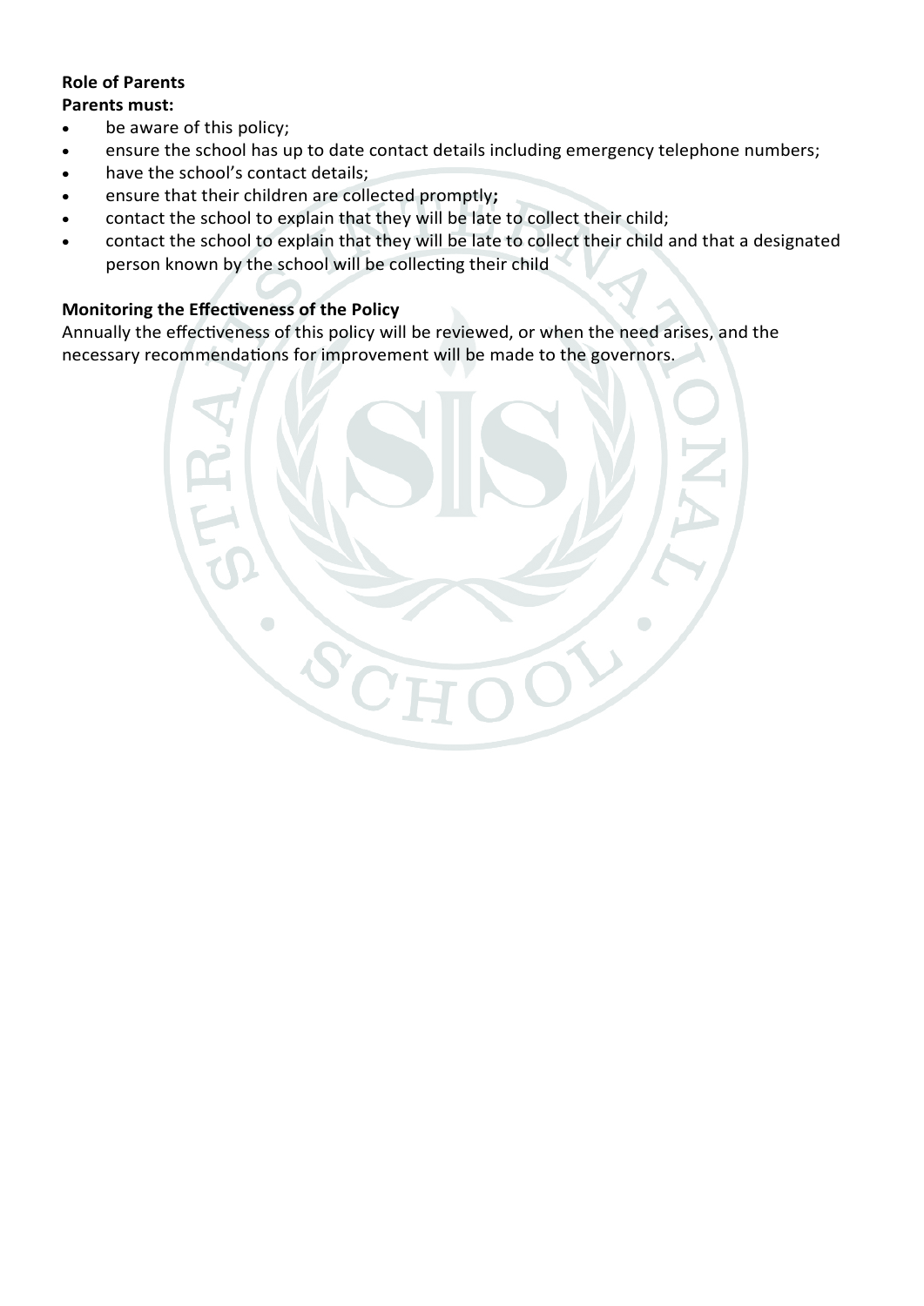**Role of Parents**

**Parents must:**

- be aware of this policy;
- ensure the school has up to date contact details including emergency telephone numbers;
- have the school's contact details;
- ensure that their children are collected promptly**;**
- contact the school to explain that they will be late to collect their child;
- contact the school to explain that they will be late to collect their child and that a designated person known by the school will be collecting their child

**Monitoring the Effectiveness of the Policy**

Annually the effectiveness of this policy will be reviewed, or when the need arises, and the necessary recommendations for improvement will be made to the governors.